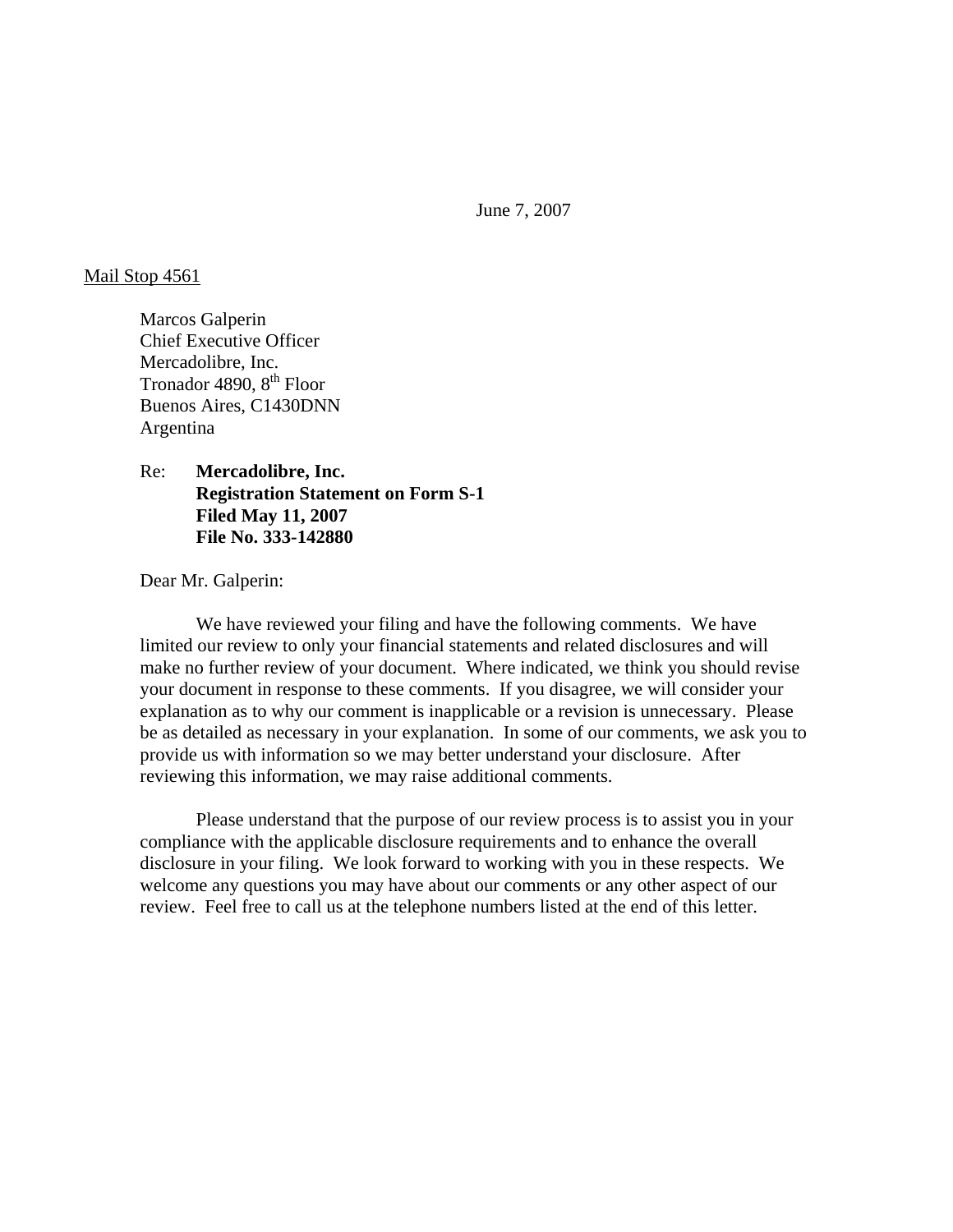June 7, 2007

Mail Stop 4561

Marcos Galperin
Chief Executive Officer
Mercadolibre, Inc.
Tronador 4890, 8th Floor
Buenos Aires, C1430DNN
Argentina

Re: **Mercadolibre, Inc.**
**Registration Statement on Form S-1**
**Filed May 11, 2007**
**File No. 333-142880**

Dear Mr. Galperin:

We have reviewed your filing and have the following comments. We have limited our review to only your financial statements and related disclosures and will make no further review of your document. Where indicated, we think you should revise your document in response to these comments. If you disagree, we will consider your explanation as to why our comment is inapplicable or a revision is unnecessary. Please be as detailed as necessary in your explanation. In some of our comments, we ask you to provide us with information so we may better understand your disclosure. After reviewing this information, we may raise additional comments.

Please understand that the purpose of our review process is to assist you in your compliance with the applicable disclosure requirements and to enhance the overall disclosure in your filing. We look forward to working with you in these respects. We welcome any questions you may have about our comments or any other aspect of our review. Feel free to call us at the telephone numbers listed at the end of this letter.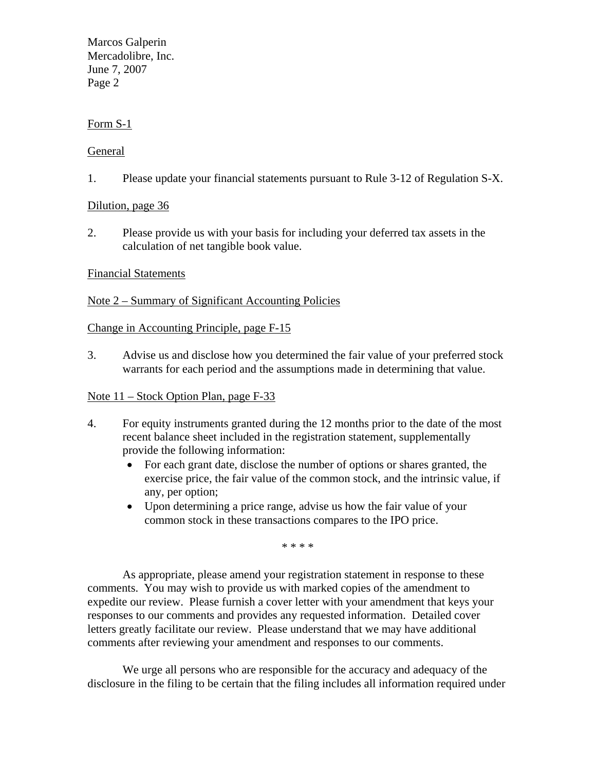Form S-1

General

1. Please update your financial statements pursuant to Rule 3-12 of Regulation S-X.

Dilution, page 36

2. Please provide us with your basis for including your deferred tax assets in the calculation of net tangible book value.

Financial Statements

Note 2 – Summary of Significant Accounting Policies

Change in Accounting Principle, page F-15

3. Advise us and disclose how you determined the fair value of your preferred stock warrants for each period and the assumptions made in determining that value.

Note 11 – Stock Option Plan, page F-33

4. For equity instruments granted during the 12 months prior to the date of the most recent balance sheet included in the registration statement, supplementally provide the following information:
   - For each grant date, disclose the number of options or shares granted, the exercise price, the fair value of the common stock, and the intrinsic value, if any, per option;
   - Upon determining a price range, advise us how the fair value of your common stock in these transactions compares to the IPO price.

\* \* \* \*

As appropriate, please amend your registration statement in response to these comments. You may wish to provide us with marked copies of the amendment to expedite our review. Please furnish a cover letter with your amendment that keys your responses to our comments and provides any requested information. Detailed cover letters greatly facilitate our review. Please understand that we may have additional comments after reviewing your amendment and responses to our comments.

We urge all persons who are responsible for the accuracy and adequacy of the disclosure in the filing to be certain that the filing includes all information required under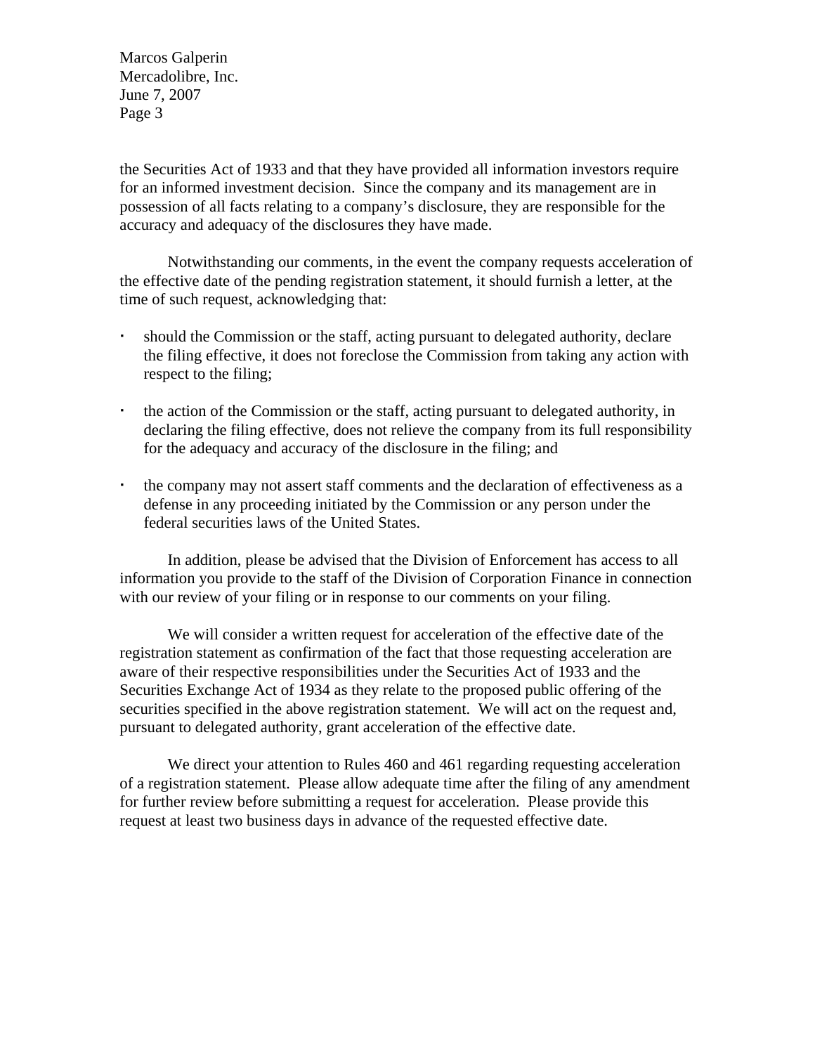the Securities Act of 1933 and that they have provided all information investors require for an informed investment decision. Since the company and its management are in possession of all facts relating to a company's disclosure, they are responsible for the accuracy and adequacy of the disclosures they have made.

Notwithstanding our comments, in the event the company requests acceleration of the effective date of the pending registration statement, it should furnish a letter, at the time of such request, acknowledging that:

- should the Commission or the staff, acting pursuant to delegated authority, declare the filing effective, it does not foreclose the Commission from taking any action with respect to the filing;

- the action of the Commission or the staff, acting pursuant to delegated authority, in declaring the filing effective, does not relieve the company from its full responsibility for the adequacy and accuracy of the disclosure in the filing; and

- the company may not assert staff comments and the declaration of effectiveness as a defense in any proceeding initiated by the Commission or any person under the federal securities laws of the United States.

In addition, please be advised that the Division of Enforcement has access to all information you provide to the staff of the Division of Corporation Finance in connection with our review of your filing or in response to our comments on your filing.

We will consider a written request for acceleration of the effective date of the registration statement as confirmation of the fact that those requesting acceleration are aware of their respective responsibilities under the Securities Act of 1933 and the Securities Exchange Act of 1934 as they relate to the proposed public offering of the securities specified in the above registration statement. We will act on the request and, pursuant to delegated authority, grant acceleration of the effective date.

We direct your attention to Rules 460 and 461 regarding requesting acceleration of a registration statement. Please allow adequate time after the filing of any amendment for further review before submitting a request for acceleration. Please provide this request at least two business days in advance of the requested effective date.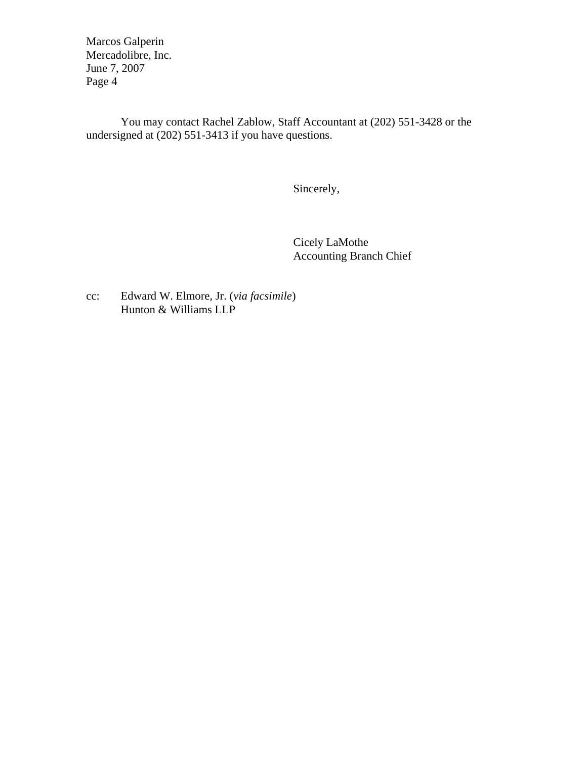You may contact Rachel Zablow, Staff Accountant at (202) 551-3428 or the undersigned at (202) 551-3413 if you have questions.

Sincerely,

Cicely LaMothe
Accounting Branch Chief

cc: Edward W. Elmore, Jr. (*via facsimile*)
Hunton & Williams LLP